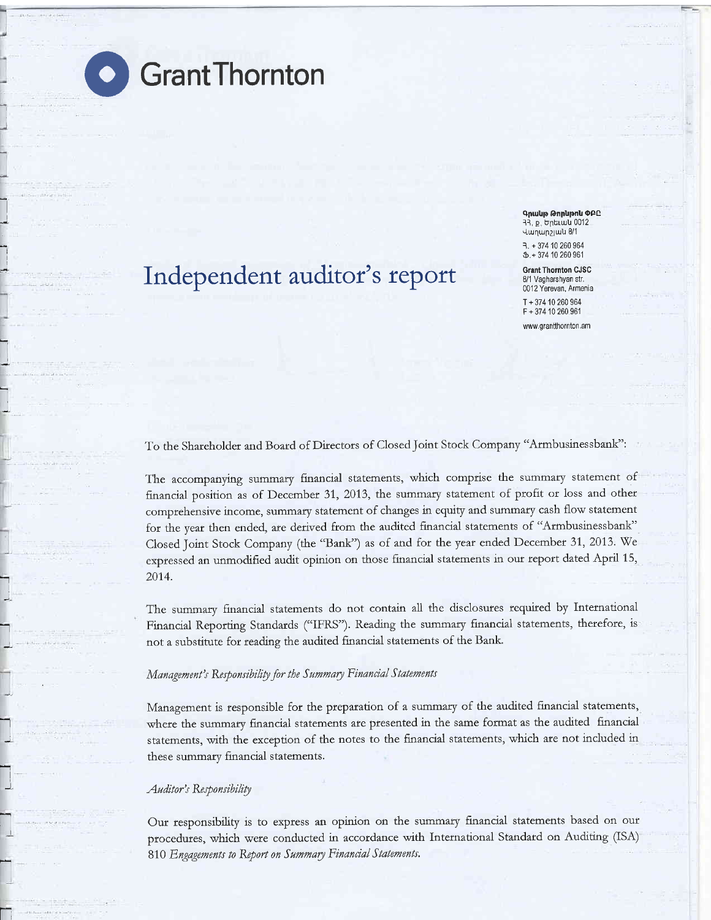Grant Thornton

Գրանթ Թորնթոն ՓԲԸ
ՀՀ, ք. Երևան 0012
Վաղարշյան 8/1

Հ. + 374 10 260 964
Ֆ. + 374 10 260 961

**Grant Thornton CJSC**
8/1 Vagharshyan str.
0012 Yerevan, Armenia

T + 374 10 260 964
F + 374 10 260 961

www.grantthornton.am

# Independent auditor's report

To the Shareholder and Board of Directors of Closed Joint Stock Company "Armbusinessbank":

The accompanying summary financial statements, which comprise the summary statement of financial position as of December 31, 2013, the summary statement of profit or loss and other comprehensive income, summary statement of changes in equity and summary cash flow statement for the year then ended, are derived from the audited financial statements of "Armbusinessbank" Closed Joint Stock Company (the "Bank") as of and for the year ended December 31, 2013. We expressed an unmodified audit opinion on those financial statements in our report dated April 15, 2014.

The summary financial statements do not contain all the disclosures required by International Financial Reporting Standards ("IFRS"). Reading the summary financial statements, therefore, is not a substitute for reading the audited financial statements of the Bank.

*Management's Responsibility for the Summary Financial Statements*

Management is responsible for the preparation of a summary of the audited financial statements, where the summary financial statements are presented in the same format as the audited financial statements, with the exception of the notes to the financial statements, which are not included in these summary financial statements.

*Auditor's Responsibility*

Our responsibility is to express an opinion on the summary financial statements based on our procedures, which were conducted in accordance with International Standard on Auditing (ISA) 810 *Engagements to Report on Summary Financial Statements.*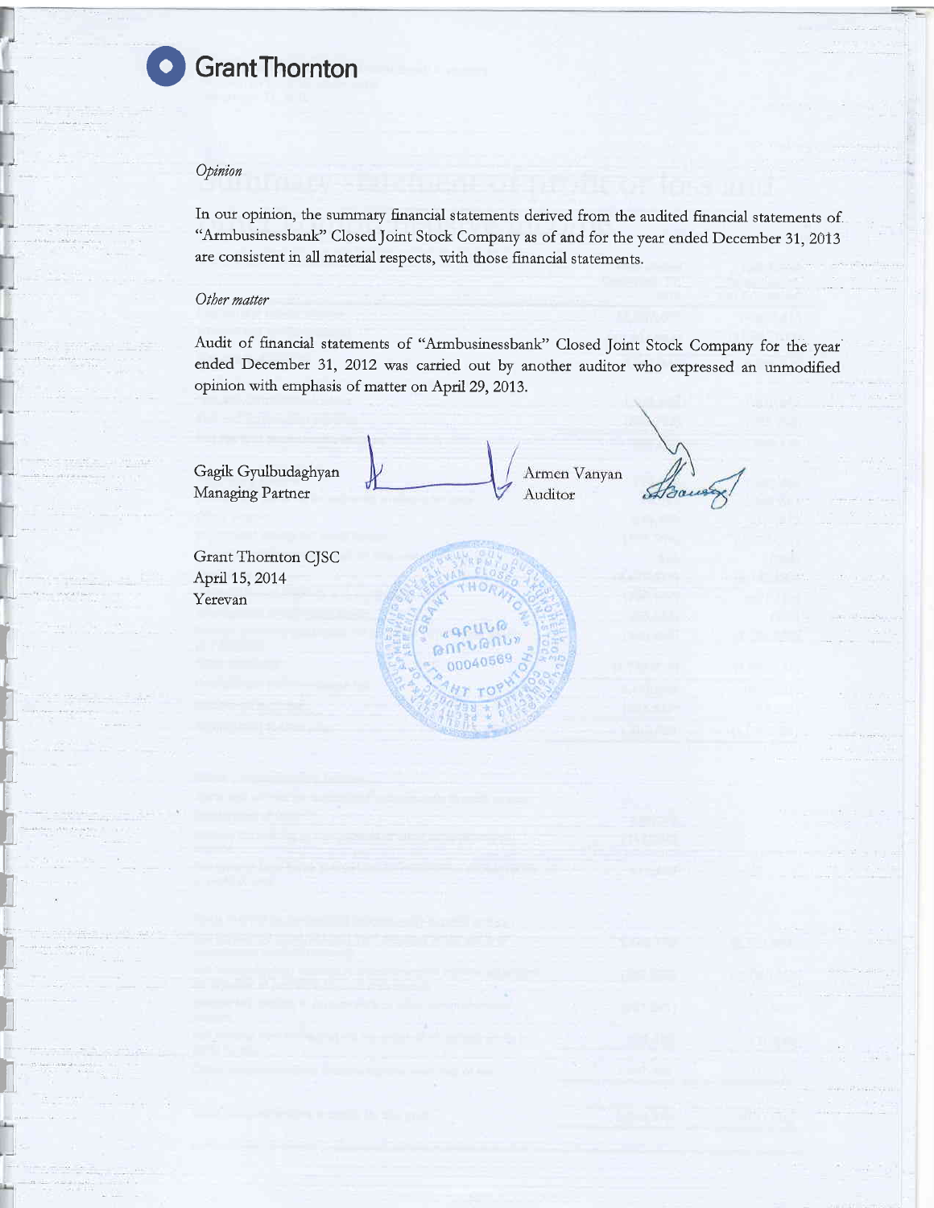Grant Thornton

*Opinion*

In our opinion, the summary financial statements derived from the audited financial statements of "Armbusinessbank" Closed Joint Stock Company as of and for the year ended December 31, 2013 are consistent in all material respects, with those financial statements.

*Other matter*

Audit of financial statements of "Armbusinessbank" Closed Joint Stock Company for the year ended December 31, 2012 was carried out by another auditor who expressed an unmodified opinion with emphasis of matter on April 29, 2013.

Gagik Gyulbudaghyan
Managing Partner

Armen Vanyan
Auditor

Grant Thornton CJSC
April 15, 2014
Yerevan